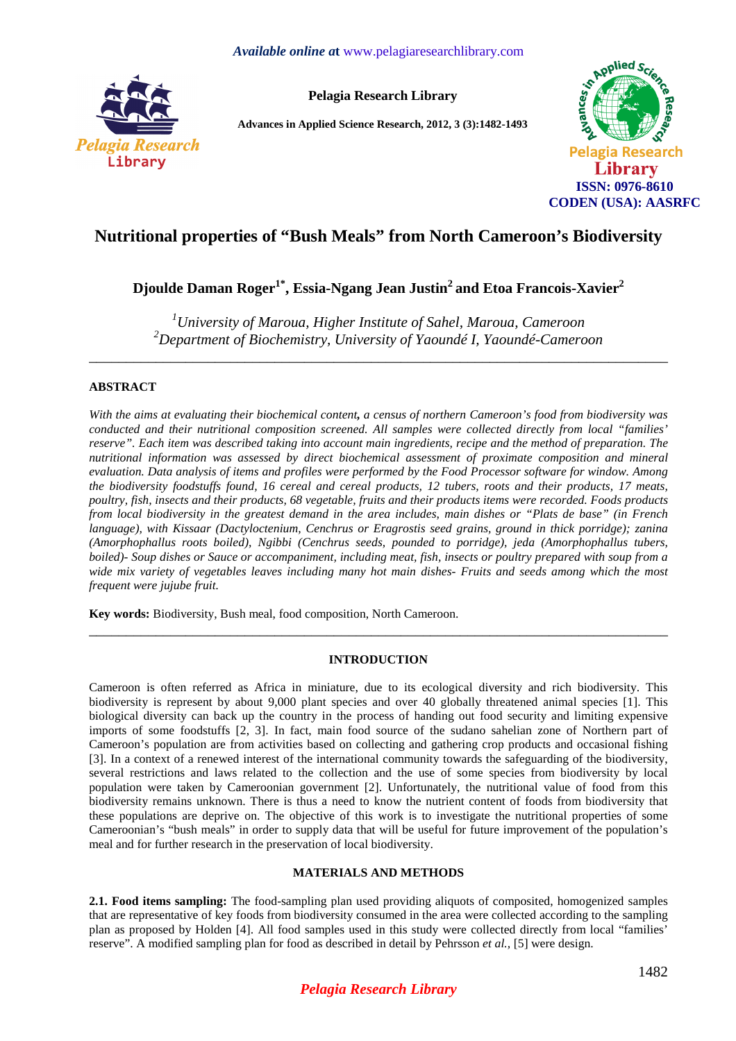# Nutritional properties of "Bush Meals" from North Cameroon's Biodiversity

**Djoulde Daman Roger[1*], Essia-Ngang Jean Justin[2] and Etoa Francois-Xavier[2]**

*[1]University of Maroua, Higher Institute of Sahel, Maroua, Cameroon*
*[2]Department of Biochemistry, University of Yaoundé I, Yaoundé-Cameroon*

---

## ABSTRACT

*With the aims at evaluating their biochemical content, a census of northern Cameroon's food from biodiversity was conducted and their nutritional composition screened. All samples were collected directly from local "families' reserve". Each item was described taking into account main ingredients, recipe and the method of preparation. The nutritional information was assessed by direct biochemical assessment of proximate composition and mineral evaluation. Data analysis of items and profiles were performed by the Food Processor software for window. Among the biodiversity foodstuffs found, 16 cereal and cereal products, 12 tubers, roots and their products, 17 meats, poultry, fish, insects and their products, 68 vegetable, fruits and their products items were recorded. Foods products from local biodiversity in the greatest demand in the area includes, main dishes or "Plats de base" (in French language), with Kissaar (Dactyloctenium, Cenchrus or Eragrostis seed grains, ground in thick porridge); zanina (Amorphophallus roots boiled), Ngibbi (Cenchrus seeds, pounded to porridge), jeda (Amorphophallus tubers, boiled)- Soup dishes or Sauce or accompaniment, including meat, fish, insects or poultry prepared with soup from a wide mix variety of vegetables leaves including many hot main dishes- Fruits and seeds among which the most frequent were jujube fruit.*

**Key words:** Biodiversity, Bush meal, food composition, North Cameroon.

---

## INTRODUCTION

Cameroon is often referred as Africa in miniature, due to its ecological diversity and rich biodiversity. This biodiversity is represent by about 9,000 plant species and over 40 globally threatened animal species [1]. This biological diversity can back up the country in the process of handing out food security and limiting expensive imports of some foodstuffs [2, 3]. In fact, main food source of the sudano sahelian zone of Northern part of Cameroon's population are from activities based on collecting and gathering crop products and occasional fishing [3]. In a context of a renewed interest of the international community towards the safeguarding of the biodiversity, several restrictions and laws related to the collection and the use of some species from biodiversity by local population were taken by Cameroonian government [2]. Unfortunately, the nutritional value of food from this biodiversity remains unknown. There is thus a need to know the nutrient content of foods from biodiversity that these populations are deprive on. The objective of this work is to investigate the nutritional properties of some Cameroonian's "bush meals" in order to supply data that will be useful for future improvement of the population's meal and for further research in the preservation of local biodiversity.

## MATERIALS AND METHODS

**2.1. Food items sampling:** The food-sampling plan used providing aliquots of composited, homogenized samples that are representative of key foods from biodiversity consumed in the area were collected according to the sampling plan as proposed by Holden [4]. All food samples used in this study were collected directly from local "families' reserve". A modified sampling plan for food as described in detail by Pehrsson *et al.,* [5] were design.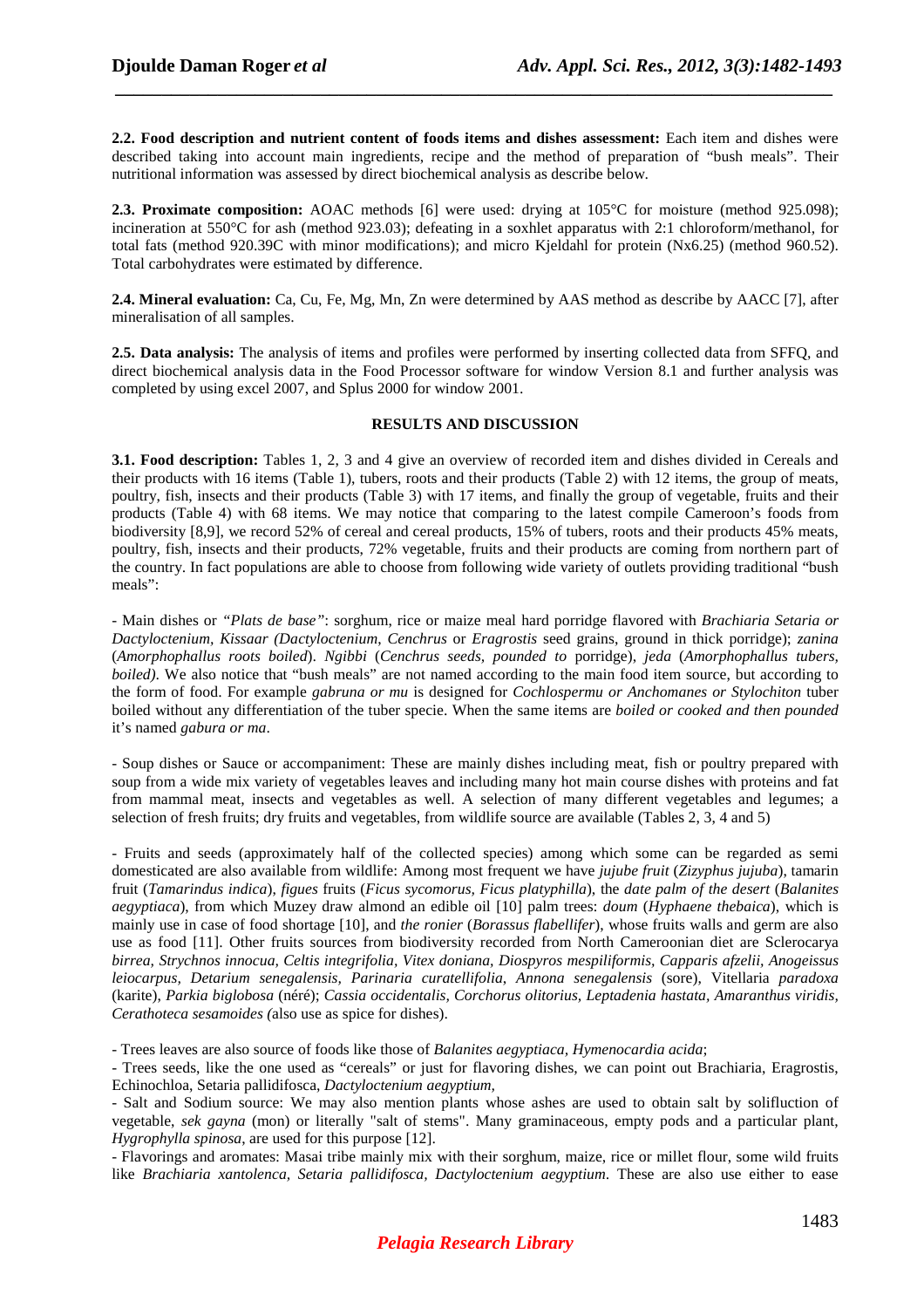**2.2. Food description and nutrient content of foods items and dishes assessment:** Each item and dishes were described taking into account main ingredients, recipe and the method of preparation of "bush meals". Their nutritional information was assessed by direct biochemical analysis as describe below.

**2.3. Proximate composition:** AOAC methods [6] were used: drying at 105°C for moisture (method 925.098); incineration at 550°C for ash (method 923.03); defeating in a soxhlet apparatus with 2:1 chloroform/methanol, for total fats (method 920.39C with minor modifications); and micro Kjeldahl for protein (Nx6.25) (method 960.52). Total carbohydrates were estimated by difference.

**2.4. Mineral evaluation:** Ca, Cu, Fe, Mg, Mn, Zn were determined by AAS method as describe by AACC [7], after mineralisation of all samples.

**2.5. Data analysis:** The analysis of items and profiles were performed by inserting collected data from SFFQ, and direct biochemical analysis data in the Food Processor software for window Version 8.1 and further analysis was completed by using excel 2007, and Splus 2000 for window 2001.

## RESULTS AND DISCUSSION

**3.1. Food description:** Tables 1, 2, 3 and 4 give an overview of recorded item and dishes divided in Cereals and their products with 16 items (Table 1), tubers, roots and their products (Table 2) with 12 items, the group of meats, poultry, fish, insects and their products (Table 3) with 17 items, and finally the group of vegetable, fruits and their products (Table 4) with 68 items. We may notice that comparing to the latest compile Cameroon's foods from biodiversity [8,9], we record 52% of cereal and cereal products, 15% of tubers, roots and their products 45% meats, poultry, fish, insects and their products, 72% vegetable, fruits and their products are coming from northern part of the country. In fact populations are able to choose from following wide variety of outlets providing traditional "bush meals":

- Main dishes or *"Plats de base"*: sorghum, rice or maize meal hard porridge flavored with *Brachiaria Setaria or Dactyloctenium, Kissaar (Dactyloctenium, Cenchrus* or *Eragrostis* seed grains, ground in thick porridge); *zanina* (*Amorphophallus roots boiled*). *Ngibbi* (*Cenchrus seeds, pounded to* porridge), *jeda* (*Amorphophallus tubers, boiled)*. We also notice that "bush meals" are not named according to the main food item source, but according to the form of food. For example *gabruna or mu* is designed for *Cochlospermu or Anchomanes or Stylochiton* tuber boiled without any differentiation of the tuber specie. When the same items are *boiled or cooked and then pounded* it's named *gabura or ma*.

- Soup dishes or Sauce or accompaniment: These are mainly dishes including meat, fish or poultry prepared with soup from a wide mix variety of vegetables leaves and including many hot main course dishes with proteins and fat from mammal meat, insects and vegetables as well. A selection of many different vegetables and legumes; a selection of fresh fruits; dry fruits and vegetables, from wildlife source are available (Tables 2, 3, 4 and 5)

- Fruits and seeds (approximately half of the collected species) among which some can be regarded as semi domesticated are also available from wildlife: Among most frequent we have *jujube fruit* (*Zizyphus jujuba*), tamarin fruit (*Tamarindus indica*), *figues* fruits (*Ficus sycomorus, Ficus platyphilla*), the *date palm of the desert* (*Balanites aegyptiaca*), from which Muzey draw almond an edible oil [10] palm trees: *doum* (*Hyphaene thebaica*), which is mainly use in case of food shortage [10], and *the ronier* (*Borassus flabellifer*), whose fruits walls and germ are also use as food [11]. Other fruits sources from biodiversity recorded from North Cameroonian diet are Sclerocarya *birrea, Strychnos innocua, Celtis integrifolia, Vitex doniana, Diospyros mespiliformis, Capparis afzelii, Anogeissus leiocarpus, Detarium senegalensis, Parinaria curatellifolia, Annona senegalensis* (sore), Vitellaria *paradoxa* (karite), *Parkia biglobosa* (néré); *Cassia occidentalis, Corchorus olitorius, Leptadenia hastata, Amaranthus viridis, Cerathoteca sesamoides (*also use as spice for dishes).

- Trees leaves are also source of foods like those of *Balanites aegyptiaca, Hymenocardia acida*;
- Trees seeds, like the one used as "cereals" or just for flavoring dishes, we can point out Brachiaria, Eragrostis, Echinochloa, Setaria pallidifosca, *Dactyloctenium aegyptium,*
- Salt and Sodium source: We may also mention plants whose ashes are used to obtain salt by solifluction of vegetable, *sek gayna* (mon) or literally "salt of stems". Many graminaceous, empty pods and a particular plant, *Hygrophylla spinosa*, are used for this purpose [12].
- Flavorings and aromates: Masai tribe mainly mix with their sorghum, maize, rice or millet flour, some wild fruits like *Brachiaria xantolenca, Setaria pallidifosca, Dactyloctenium aegyptium*. These are also use either to ease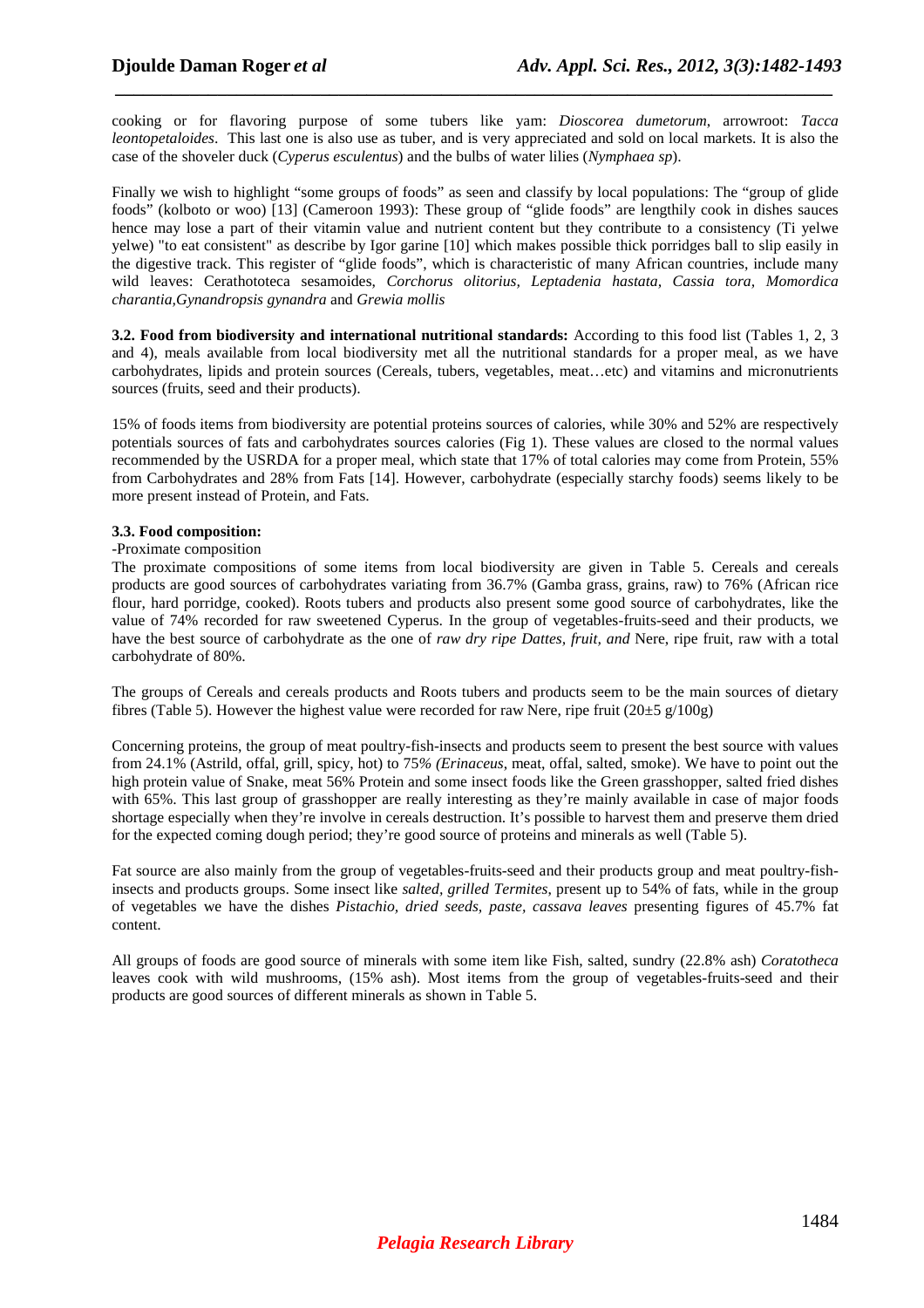cooking or for flavoring purpose of some tubers like yam: *Dioscorea dumetorum*, arrowroot: *Tacca leontopetaloides*. This last one is also use as tuber, and is very appreciated and sold on local markets. It is also the case of the shoveler duck (*Cyperus esculentus*) and the bulbs of water lilies (*Nymphaea sp*).

Finally we wish to highlight "some groups of foods" as seen and classify by local populations: The "group of glide foods" (kolboto or woo) [13] (Cameroon 1993): These group of "glide foods" are lengthily cook in dishes sauces hence may lose a part of their vitamin value and nutrient content but they contribute to a consistency (Ti yelwe yelwe) "to eat consistent" as describe by Igor garine [10] which makes possible thick porridges ball to slip easily in the digestive track. This register of "glide foods", which is characteristic of many African countries, include many wild leaves: Cerathototeca sesamoides, *Corchorus olitorius, Leptadenia hastata, Cassia tora, Momordica charantia,Gynandropsis gynandra* and *Grewia mollis*

**3.2. Food from biodiversity and international nutritional standards:** According to this food list (Tables 1, 2, 3 and 4), meals available from local biodiversity met all the nutritional standards for a proper meal, as we have carbohydrates, lipids and protein sources (Cereals, tubers, vegetables, meat…etc) and vitamins and micronutrients sources (fruits, seed and their products).

15% of foods items from biodiversity are potential proteins sources of calories, while 30% and 52% are respectively potentials sources of fats and carbohydrates sources calories (Fig 1). These values are closed to the normal values recommended by the USRDA for a proper meal, which state that 17% of total calories may come from Protein, 55% from Carbohydrates and 28% from Fats [14]. However, carbohydrate (especially starchy foods) seems likely to be more present instead of Protein, and Fats.

**3.3. Food composition:**

-Proximate composition

The proximate compositions of some items from local biodiversity are given in Table 5. Cereals and cereals products are good sources of carbohydrates variating from 36.7% (Gamba grass, grains, raw) to 76% (African rice flour, hard porridge, cooked). Roots tubers and products also present some good source of carbohydrates, like the value of 74% recorded for raw sweetened Cyperus. In the group of vegetables-fruits-seed and their products, we have the best source of carbohydrate as the one of *raw dry ripe Dattes, fruit, and* Nere, ripe fruit, raw with a total carbohydrate of 80%.

The groups of Cereals and cereals products and Roots tubers and products seem to be the main sources of dietary fibres (Table 5). However the highest value were recorded for raw Nere, ripe fruit (20±5 g/100g)

Concerning proteins, the group of meat poultry-fish-insects and products seem to present the best source with values from 24.1% (Astrild, offal, grill, spicy, hot) to 75*% (Erinaceus*, meat, offal, salted, smoke). We have to point out the high protein value of Snake, meat 56% Protein and some insect foods like the Green grasshopper, salted fried dishes with 65%. This last group of grasshopper are really interesting as they're mainly available in case of major foods shortage especially when they're involve in cereals destruction. It's possible to harvest them and preserve them dried for the expected coming dough period; they're good source of proteins and minerals as well (Table 5).

Fat source are also mainly from the group of vegetables-fruits-seed and their products group and meat poultry-fish-insects and products groups. Some insect like *salted, grilled Termites*, present up to 54% of fats, while in the group of vegetables we have the dishes *Pistachio, dried seeds, paste, cassava leaves* presenting figures of 45.7% fat content.

All groups of foods are good source of minerals with some item like Fish, salted, sundry (22.8% ash) *Coratotheca* leaves cook with wild mushrooms, (15% ash). Most items from the group of vegetables-fruits-seed and their products are good sources of different minerals as shown in Table 5.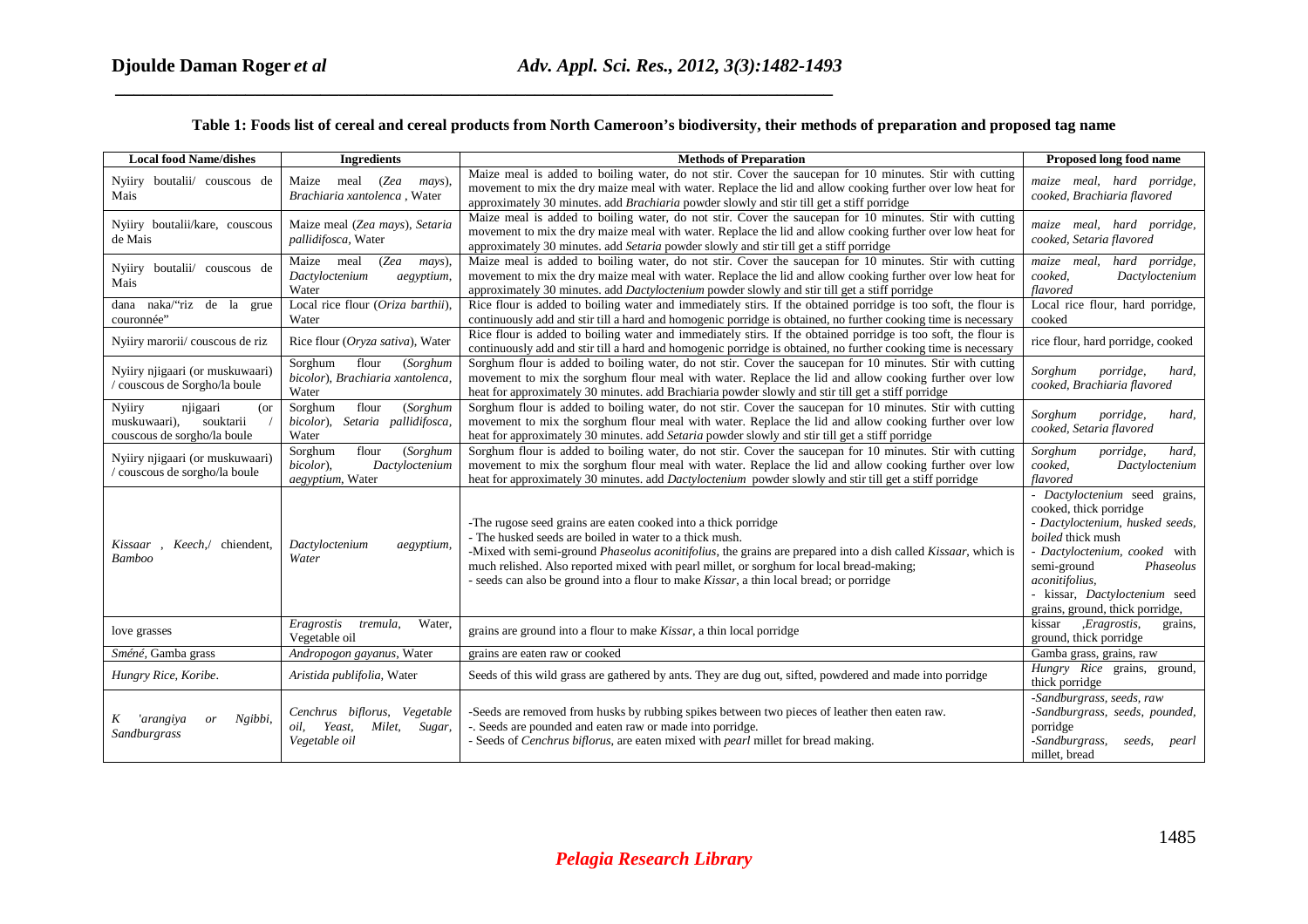**Table 1: Foods list of cereal and cereal products from North Cameroon's biodiversity, their methods of preparation and proposed tag name**

| Local food Name/dishes | Ingredients | Methods of Preparation | Proposed long food name |
|---|---|---|---|
| Nyiiry boutalii/ couscous de Mais | Maize meal (*Zea mays*), *Brachiaria xantolenca* , Water | Maize meal is added to boiling water, do not stir. Cover the saucepan for 10 minutes. Stir with cutting movement to mix the dry maize meal with water. Replace the lid and allow cooking further over low heat for approximately 30 minutes. add *Brachiaria* powder slowly and stir till get a stiff porridge | *maize meal, hard porridge, cooked, Brachiaria flavored* |
| Nyiiry boutalii/kare, couscous de Mais | Maize meal (*Zea mays*), *Setaria pallidifosca*, Water | Maize meal is added to boiling water, do not stir. Cover the saucepan for 10 minutes. Stir with cutting movement to mix the dry maize meal with water. Replace the lid and allow cooking further over low heat for approximately 30 minutes. add *Setaria* powder slowly and stir till get a stiff porridge | *maize meal, hard porridge, cooked, Setaria flavored* |
| Nyiiry boutalii/ couscous de Mais | Maize meal (*Zea mays*), *Dactyloctenium aegyptium*, Water | Maize meal is added to boiling water, do not stir. Cover the saucepan for 10 minutes. Stir with cutting movement to mix the dry maize meal with water. Replace the lid and allow cooking further over low heat for approximately 30 minutes. add *Dactyloctenium* powder slowly and stir till get a stiff porridge | *maize meal, hard porridge, cooked, Dactyloctenium flavored* |
| dana naka/"riz de la grue couronnée" | Local rice flour (*Oriza barthii*), Water | Rice flour is added to boiling water and immediately stirs. If the obtained porridge is too soft, the flour is continuously add and stir till a hard and homogenic porridge is obtained, no further cooking time is necessary | Local rice flour, hard porridge, cooked |
| Nyiiry marorii/ couscous de riz | Rice flour (*Oryza sativa*), Water | Rice flour is added to boiling water and immediately stirs. If the obtained porridge is too soft, the flour is continuously add and stir till a hard and homogenic porridge is obtained, no further cooking time is necessary | rice flour, hard porridge, cooked |
| Nyiiry njigaari (or muskuwaari) / couscous de Sorgho/la boule | Sorghum flour (*Sorghum bicolor*), *Brachiaria xantolenca*, Water | Sorghum flour is added to boiling water, do not stir. Cover the saucepan for 10 minutes. Stir with cutting movement to mix the sorghum flour meal with water. Replace the lid and allow cooking further over low heat for approximately 30 minutes. add Brachiaria powder slowly and stir till get a stiff porridge | *Sorghum porridge, hard, cooked, Brachiaria flavored* |
| Nyiiry njigaari (or muskuwaari), souktarii / couscous de sorgho/la boule | Sorghum flour (*Sorghum bicolor*), *Setaria pallidifosca*, Water | Sorghum flour is added to boiling water, do not stir. Cover the saucepan for 10 minutes. Stir with cutting movement to mix the sorghum flour meal with water. Replace the lid and allow cooking further over low heat for approximately 30 minutes. add *Setaria* powder slowly and stir till get a stiff porridge | *Sorghum porridge, hard, cooked, Setaria flavored* |
| Nyiiry njigaari (or muskuwaari) / couscous de sorgho/la boule | Sorghum flour (*Sorghum bicolor*), *Dactyloctenium aegyptium*, Water | Sorghum flour is added to boiling water, do not stir. Cover the saucepan for 10 minutes. Stir with cutting movement to mix the sorghum flour meal with water. Replace the lid and allow cooking further over low heat for approximately 30 minutes. add *Dactyloctenium* powder slowly and stir till get a stiff porridge | *Sorghum porridge, hard, cooked, Dactyloctenium flavored* |
| *Kissaar , Keech,*/ chiendent, *Bamboo* | *Dactyloctenium aegyptium, Water* | -The rugose seed grains are eaten cooked into a thick porridge<br>- The husked seeds are boiled in water to a thick mush.<br>-Mixed with semi-ground *Phaseolus aconitifolius*, the grains are prepared into a dish called *Kissaar*, which is much relished. Also reported mixed with pearl millet, or sorghum for local bread-making;<br>- seeds can also be ground into a flour to make *Kissar*, a thin local bread; or porridge | - *Dactyloctenium* seed grains, cooked, thick porridge<br>- *Dactyloctenium, husked seeds, boiled* thick mush<br>- *Dactyloctenium, cooked* with semi-ground *Phaseolus aconitifolius,*<br>- kissar, *Dactyloctenium* seed grains, ground, thick porridge, |
| love grasses | *Eragrostis tremula*, Water, Vegetable oil | grains are ground into a flour to make *Kissar*, a thin local porridge | kissar ,*Eragrostis*, grains, ground, thick porridge |
| *Sméné*, Gamba grass | *Andropogon gayanus*, Water | grains are eaten raw or cooked | Gamba grass, grains, raw |
| *Hungry Rice, Koribe*. | *Aristida publifolia*, Water | Seeds of this wild grass are gathered by ants. They are dug out, sifted, powdered and made into porridge | *Hungry Rice* grains, ground, thick porridge |
| *K 'arangiya or Ngibbi, Sandburgrass* | *Cenchrus biflorus, Vegetable oil, Yeast, Milet, Sugar, Vegetable oil* | -Seeds are removed from husks by rubbing spikes between two pieces of leather then eaten raw.<br>-. Seeds are pounded and eaten raw or made into porridge.<br>- Seeds of *Cenchrus biflorus*, are eaten mixed with *pearl* millet for bread making. | -*Sandburgrass, seeds, raw*<br>-*Sandburgrass, seeds, pounded,* porridge<br>-*Sandburgrass, seeds, pearl* millet, bread |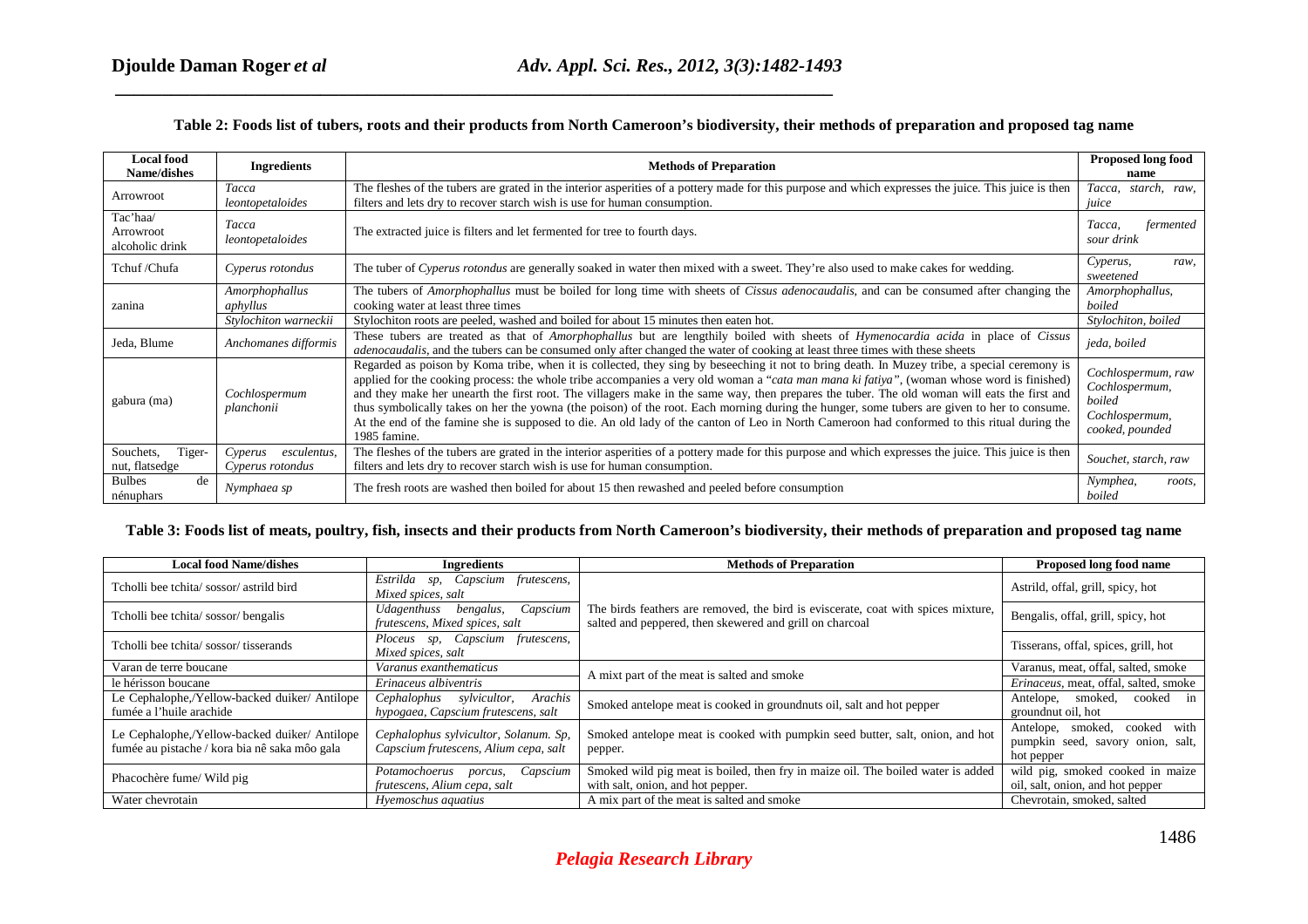**Table 2: Foods list of tubers, roots and their products from North Cameroon's biodiversity, their methods of preparation and proposed tag name**

| Local food Name/dishes | Ingredients | Methods of Preparation | Proposed long food name |
|---|---|---|---|
| Arrowroot | *Tacca leontopetaloides* | The fleshes of the tubers are grated in the interior asperities of a pottery made for this purpose and which expresses the juice. This juice is then filters and lets dry to recover starch wish is use for human consumption. | *Tacca*, starch, raw, juice |
| Tac'haa/ Arrowroot alcoholic drink | *Tacca leontopetaloides* | The extracted juice is filters and let fermented for tree to fourth days. | *Tacca*, fermented sour drink |
| Tchuf /Chufa | *Cyperus rotondus* | The tuber of *Cyperus rotondus* are generally soaked in water then mixed with a sweet. They're also used to make cakes for wedding. | *Cyperus*, raw, sweetened |
| zanina | *Amorphophallus aphyllus* | The tubers of *Amorphophallus* must be boiled for long time with sheets of *Cissus adenocaudalis*, and can be consumed after changing the cooking water at least three times | *Amorphophallus*, boiled |
| | *Stylochiton warneckii* | Stylochiton roots are peeled, washed and boiled for about 15 minutes then eaten hot. | *Stylochiton, boiled* |
| Jeda, Blume | *Anchomanes difformis* | These tubers are treated as that of *Amorphophallus* but are lengthily boiled with sheets of *Hymenocardia acida* in place of *Cissus adenocaudalis*, and the tubers can be consumed only after changed the water of cooking at least three times with these sheets | *jeda, boiled* |
| gabura (ma) | *Cochlospermum planchonii* | Regarded as poison by Koma tribe, when it is collected, they sing by beseeching it not to bring death. In Muzey tribe, a special ceremony is applied for the cooking process: the whole tribe accompanies a very old woman a "*cata man mana ki fatiya*", (woman whose word is finished) and they make her unearth the first root. The villagers make in the same way, then prepares the tuber. The old woman will eats the first and thus symbolically takes on her the yowna (the poison) of the root. Each morning during the hunger, some tubers are given to her to consume. At the end of the famine she is supposed to die. An old lady of the canton of Leo in North Cameroon had conformed to this ritual during the 1985 famine. | *Cochlospermum, raw Cochlospermum, boiled Cochlospermum, cooked, pounded* |
| Souchets, Tiger-nut, flatsedge | *Cyperus esculentus, Cyperus rotondus* | The fleshes of the tubers are grated in the interior asperities of a pottery made for this purpose and which expresses the juice. This juice is then filters and lets dry to recover starch wish is use for human consumption. | Souchet, starch, raw |
| Bulbes de nénuphars | *Nymphaea sp* | The fresh roots are washed then boiled for about 15 then rewashed and peeled before consumption | *Nymphea*, roots, boiled |

**Table 3: Foods list of meats, poultry, fish, insects and their products from North Cameroon's biodiversity, their methods of preparation and proposed tag name**

| Local food Name/dishes | Ingredients | Methods of Preparation | Proposed long food name |
|---|---|---|---|
| Tcholli bee tchita/ sossor/ astrild bird | *Estrilda sp, Capscium frutescens*, *Mixed spices, salt* | The birds feathers are removed, the bird is eviscerate, coat with spices mixture, salted and peppered, then skewered and grill on charcoal | Astrild, offal, grill, spicy, hot |
| Tcholli bee tchita/ sossor/ bengalis | *Udagenthuss bengalus, Capscium frutescens, Mixed spices, salt* | | Bengalis, offal, grill, spicy, hot |
| Tcholli bee tchita/ sossor/ tisserands | *Ploceus sp, Capscium frutescens, Mixed spices, salt* | | Tisserans, offal, spices, grill, hot |
| Varan de terre boucane | *Varanus exanthematicus* | A mixt part of the meat is salted and smoke | Varanus, meat, offal, salted, smoke |
| le hérisson boucane | *Erinaceus albiventris* | | *Erinaceus*, meat, offal, salted, smoke |
| Le Cephalophe,/Yellow-backed duiker/ Antilope fumée a l'huile arachide | *Cephalophus sylvicultor, Arachis hypogaea, Capscium frutescens, salt* | Smoked antelope meat is cooked in groundnuts oil, salt and hot pepper | Antelope, smoked, cooked in groundnut oil, hot |
| Le Cephalophe,/Yellow-backed duiker/ Antilope fumée au pistache / kora bia nê saka môo gala | *Cephalophus sylvicultor, Solanum. Sp, Capscium frutescens, Alium cepa, salt* | Smoked antelope meat is cooked with pumpkin seed butter, salt, onion, and hot pepper. | Antelope, smoked, cooked with pumpkin seed, savory onion, salt, hot pepper |
| Phacochère fume/ Wild pig | *Potamochoerus porcus, Capscium frutescens, Alium cepa, salt* | Smoked wild pig meat is boiled, then fry in maize oil. The boiled water is added with salt, onion, and hot pepper. | wild pig, smoked cooked in maize oil, salt, onion, and hot pepper |
| Water chevrotain | *Hyemoschus aquatius* | A mix part of the meat is salted and smoke | Chevrotain, smoked, salted |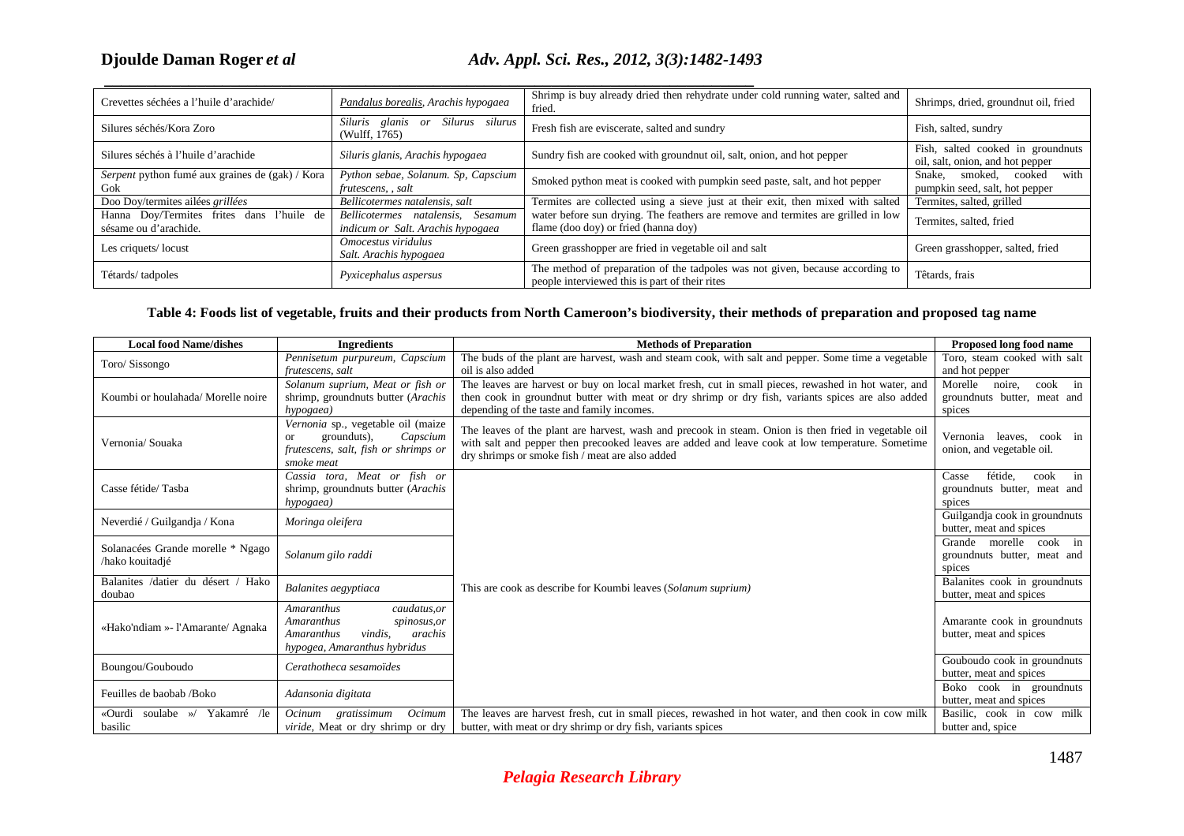| | | | |
|---|---|---|---|
| Crevettes séchées a l'huile d'arachide/ | Pandalus borealis, Arachis hypogaea | Shrimp is buy already dried then rehydrate under cold running water, salted and fried. | Shrimps, dried, groundnut oil, fried |
| Silures séchés/Kora Zoro | *Siluris glanis or Silurus silurus* (Wulff, 1765) | Fresh fish are eviscerate, salted and sundry | Fish, salted, sundry |
| Silures séchés à l'huile d'arachide | *Siluris glanis, Arachis hypogaea* | Sundry fish are cooked with groundnut oil, salt, onion, and hot pepper | Fish, salted cooked in groundnuts oil, salt, onion, and hot pepper |
| *Serpent* python fumé aux graines de (gak) / Kora Gok | *Python sebae, Solanum. Sp, Capscium frutescens, , salt* | Smoked python meat is cooked with pumpkin seed paste, salt, and hot pepper | Snake, smoked, cooked with pumpkin seed, salt, hot pepper |
| Doo Doy/termites ailées *grillées* | *Bellicotermes natalensis, salt* | Termites are collected using a sieve just at their exit, then mixed with salted water before sun drying. The feathers are remove and termites are grilled in low flame (doo doy) or fried (hanna doy) | Termites, salted, grilled |
| Hanna Doy/Termites frites dans l'huile de sésame ou d'arachide. | *Bellicotermes natalensis, Sesamum indicum or Salt. Arachis hypogaea* | | Termites, salted, fried |
| Les criquets/ locust | *Omocestus viridulus Salt. Arachis hypogaea* | Green grasshopper are fried in vegetable oil and salt | Green grasshopper, salted, fried |
| Têtards/ tadpoles | *Pyxicephalus aspersus* | The method of preparation of the tadpoles was not given, because according to people interviewed this is part of their rites | Têtards, frais |

**Table 4: Foods list of vegetable, fruits and their products from North Cameroon's biodiversity, their methods of preparation and proposed tag name**

| Local food Name/dishes | Ingredients | Methods of Preparation | Proposed long food name |
|---|---|---|---|
| Toro/ Sissongo | *Pennisetum purpureum, Capscium frutescens, salt* | The buds of the plant are harvest, wash and steam cook, with salt and pepper. Some time a vegetable oil is also added | Toro, steam cooked with salt and hot pepper |
| Koumbi or houlahada/ Morelle noire | *Solanum suprium, Meat or fish or* shrimp, groundnuts butter (*Arachis hypogaea)* | The leaves are harvest or buy on local market fresh, cut in small pieces, rewashed in hot water, and then cook in groundnut butter with meat or dry shrimp or dry fish, variants spices are also added depending of the taste and family incomes. | Morelle noire, cook in groundnuts butter, meat and spices |
| Vernonia/ Souaka | *Vernonia* sp., vegetable oil (maize or groundnuts), *Capscium frutescens, salt, fish or shrimps or smoke meat* | The leaves of the plant are harvest, wash and precook in steam. Onion is then fried in vegetable oil with salt and pepper then precooked leaves are added and leave cook at low temperature. Sometime dry shrimps or smoke fish / meat are also added | Vernonia leaves, cook in onion, and vegetable oil. |
| Casse fétide/ Tasba | *Cassia tora, Meat or fish or* shrimp, groundnuts butter (*Arachis hypogaea)* | This are cook as describe for Koumbi leaves (*Solanum suprium*) | Casse fétide, cook in groundnuts butter, meat and spices |
| Neverdié / Guilgandja / Kona | *Moringa oleifera* | | Guilgandja cook in groundnuts butter, meat and spices |
| Solanacées Grande morelle * Ngago /hako kouitadjé | *Solanum gilo raddi* | | Grande morelle cook in groundnuts butter, meat and spices |
| Balanites /datier du désert / Hako doubao | *Balanites aegyptiaca* | | Balanites cook in groundnuts butter, meat and spices |
| «Hako'ndiam »- l'Amarante/ Agnaka | *Amaranthus caudatus,or Amaranthus spinosus,or Amaranthus vindis, arachis hypogea, Amaranthus hybridus* | | Amarante cook in groundnuts butter, meat and spices |
| Boungou/Gouboudo | *Cerathotheca sesamoïdes* | | Gouboudo cook in groundnuts butter, meat and spices |
| Feuilles de baobab /Boko | *Adansonia digitata* | | Boko cook in groundnuts butter, meat and spices |
| «Ourdi soulabe »/ Yakamré /le basilic | *Ocinum gratissimum Ocimum viride,* Meat or dry shrimp or dry | The leaves are harvest fresh, cut in small pieces, rewashed in hot water, and then cook in cow milk butter, with meat or dry shrimp or dry fish, variants spices | Basilic, cook in cow milk butter and, spice |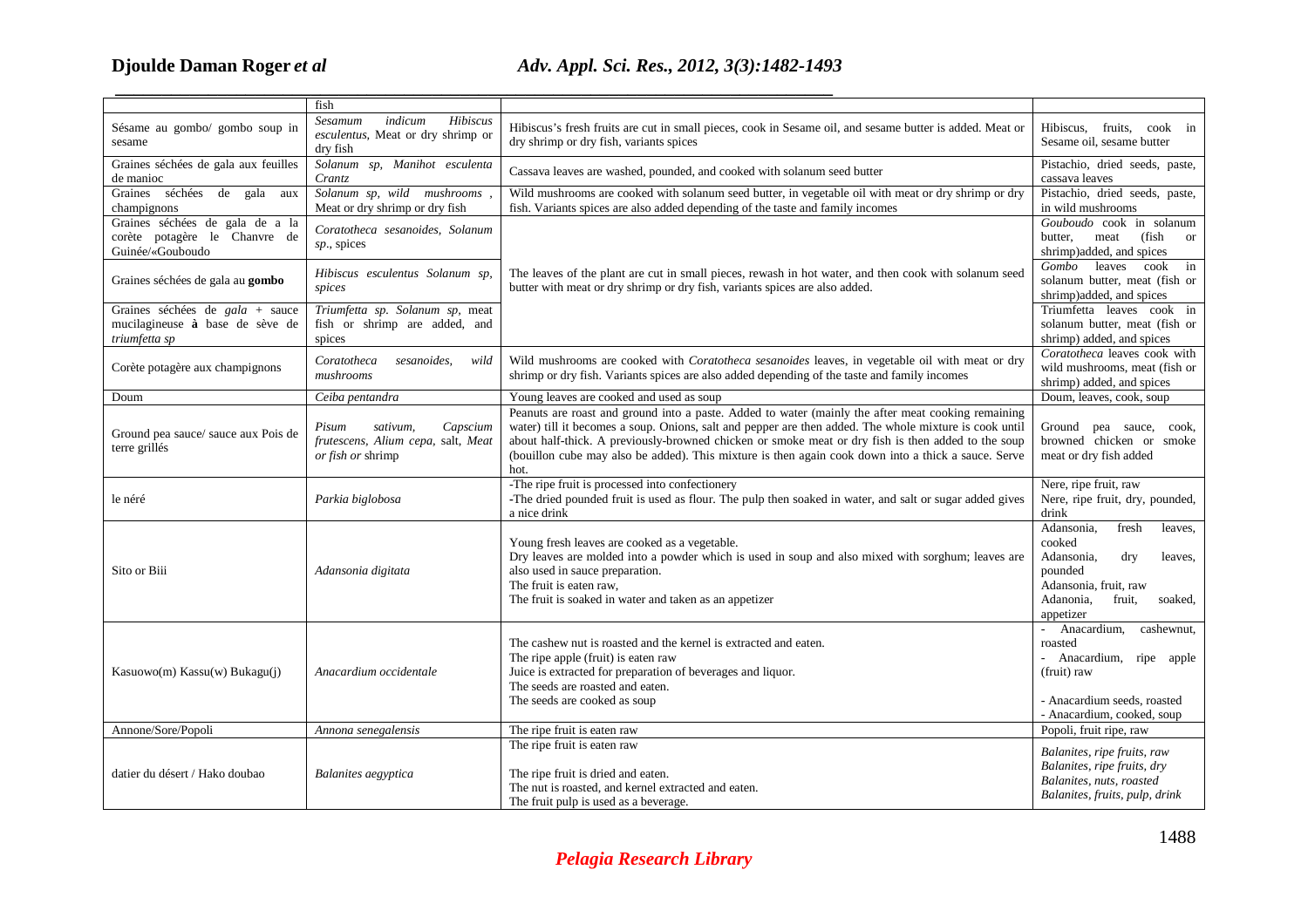| | fish | | |
|---|---|---|---|
| Sésame au gombo/ gombo soup in sesame | *Sesamum indicum Hibiscus esculentus*, Meat or dry shrimp or dry fish | Hibiscus's fresh fruits are cut in small pieces, cook in Sesame oil, and sesame butter is added. Meat or dry shrimp or dry fish, variants spices | Hibiscus, fruits, cook in Sesame oil, sesame butter |
| Graines séchées de gala aux feuilles de manioc | *Solanum sp, Manihot esculenta Crantz* | Cassava leaves are washed, pounded, and cooked with solanum seed butter | Pistachio, dried seeds, paste, cassava leaves |
| Graines séchées de gala aux champignons | *Solanum sp, wild mushrooms* , Meat or dry shrimp or dry fish | Wild mushrooms are cooked with solanum seed butter, in vegetable oil with meat or dry shrimp or dry fish. Variants spices are also added depending of the taste and family incomes | Pistachio, dried seeds, paste, in wild mushrooms |
| Graines séchées de gala de a la corète potagère le Chanvre de Guinée/«Gouboudo | *Coratotheca sesanoides, Solanum sp*., spices | The leaves of the plant are cut in small pieces, rewash in hot water, and then cook with solanum seed butter with meat or dry shrimp or dry fish, variants spices are also added. | *Gouboudo* cook in solanum butter, meat (fish or shrimp)added, and spices |
| Graines séchées de gala au **gombo** | *Hibiscus esculentus Solanum sp, spices* | | *Gombo* leaves cook in solanum butter, meat (fish or shrimp)added, and spices |
| Graines séchées de *gala* + sauce mucilagineuse **à** base de sève de *triumfetta sp* | *Triumfetta sp. Solanum sp,* meat fish or shrimp are added, and spices | | Triumfetta leaves cook in solanum butter, meat (fish or shrimp) added, and spices |
| Corète potagère aux champignons | *Coratotheca sesanoides, wild mushrooms* | Wild mushrooms are cooked with *Coratotheca sesanoides* leaves, in vegetable oil with meat or dry shrimp or dry fish. Variants spices are also added depending of the taste and family incomes | *Coratotheca* leaves cook with wild mushrooms, meat (fish or shrimp) added, and spices |
| Doum | *Ceiba pentandra* | Young leaves are cooked and used as soup | Doum, leaves, cook, soup |
| Ground pea sauce/ sauce aux Pois de terre grillés | *Pisum sativum, Capscium frutescens, Alium cepa*, salt, *Meat or fish or* shrimp | Peanuts are roast and ground into a paste. Added to water (mainly the after meat cooking remaining water) till it becomes a soup. Onions, salt and pepper are then added. The whole mixture is cook until about half-thick. A previously-browned chicken or smoke meat or dry fish is then added to the soup (bouillon cube may also be added). This mixture is then again cook down into a thick a sauce. Serve hot. | Ground pea sauce, cook, browned chicken or smoke meat or dry fish added |
| le néré | *Parkia biglobosa* | -The ripe fruit is processed into confectionery<br>-The dried pounded fruit is used as flour. The pulp then soaked in water, and salt or sugar added gives a nice drink | Nere, ripe fruit, raw<br>Nere, ripe fruit, dry, pounded, drink |
| Sito or Biii | *Adansonia digitata* | Young fresh leaves are cooked as a vegetable.<br>Dry leaves are molded into a powder which is used in soup and also mixed with sorghum; leaves are also used in sauce preparation.<br>The fruit is eaten raw,<br>The fruit is soaked in water and taken as an appetizer | Adansonia, fresh leaves, cooked<br>Adansonia, dry leaves, pounded<br>Adansonia, fruit, raw<br>Adanonia, fruit, soaked, appetizer |
| Kasuowo(m) Kassu(w) Bukagu(j) | *Anacardium occidentale* | The cashew nut is roasted and the kernel is extracted and eaten.<br>The ripe apple (fruit) is eaten raw<br>Juice is extracted for preparation of beverages and liquor.<br>The seeds are roasted and eaten.<br>The seeds are cooked as soup | - Anacardium, cashewnut, roasted<br>- Anacardium, ripe apple (fruit) raw<br><br>- Anacardium seeds, roasted<br>- Anacardium, cooked, soup |
| Annone/Sore/Popoli | *Annona senegalensis* | The ripe fruit is eaten raw | Popoli, fruit ripe, raw |
| datier du désert / Hako doubao | *Balanites aegyptica* | The ripe fruit is eaten raw<br><br>The ripe fruit is dried and eaten.<br>The nut is roasted, and kernel extracted and eaten.<br>The fruit pulp is used as a beverage. | *Balanites, ripe fruits, raw*<br>*Balanites, ripe fruits, dry*<br>*Balanites, nuts, roasted*<br>*Balanites, fruits, pulp, drink* |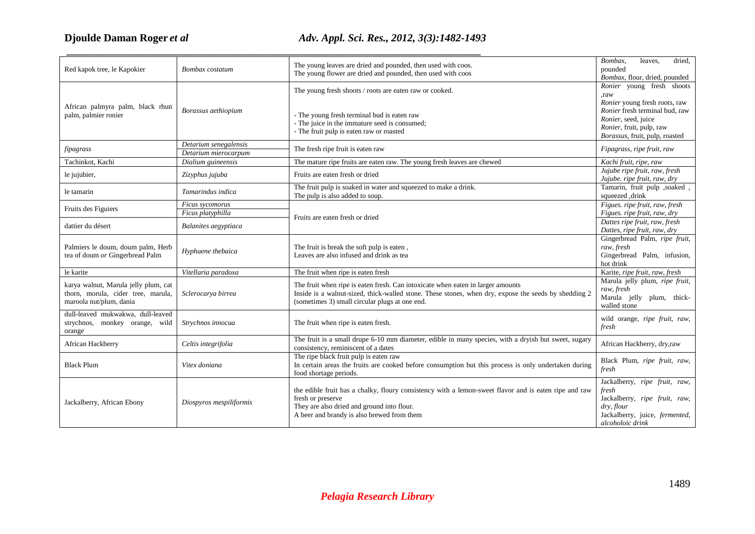| Red kapok tree, le Kapokier | *Bombax costatum* | The young leaves are dried and pounded, then used with coos.<br>The young flower are dried and pounded, then used with coos | *Bombax*, leaves, dried, pounded<br>*Bombax*, flour, dried, pounded |
|---|---|---|---|
| African palmyra palm, black rhun palm, palmier ronier | *Borassus aethiopium* | The young fresh shoots / roots are eaten raw or cooked.<br><br>- The young fresh terminal bud is eaten raw<br>- The juice in the immature seed is consumed;<br>- The fruit pulp is eaten raw or roasted | *Ronier* young fresh shoots ,raw<br>*Ronier* young fresh roots, raw<br>*Ronier* fresh terminal bud, raw<br>*Ronier*, seed, juice<br>*Ronier*, fruit, pulp, raw<br>*Borassus*, fruit, pulp, roasted |
| *fipagrass* | *Detarium senegalensis*<br>*Detarium mierocarpum* | The fresh ripe fruit is eaten raw | *Fipagrass, ripe fruit, raw* |
| Tachinkot, Kachi | *Dialium guineensis* | The mature ripe fruits are eaten raw. The young fresh leaves are chewed | *Kachi fruit, ripe, raw* |
| le jujubier, | *Zizyphus jujuba* | Fruits are eaten fresh or dried | *Jujube ripe fruit, raw, fresh*<br>*Jujube. ripe fruit, raw, dry* |
| le tamarin | *Tamarindus indica* | The fruit pulp is soaked in water and squeezed to make a drink.<br>The pulp is also added to soup. | Tamarin, fruit pulp ,soaked , squeezed ,drink |
| Fruits des Figuiers | *Ficus sycomorus*<br>*Ficus platyphilla* | Fruits are eaten fresh or dried | *Figues. ripe fruit, raw, fresh*<br>*Figues. ripe fruit, raw, dry* |
| dattier du désert | *Balanites aegyptiaca* | | *Dattes ripe fruit, raw, fresh*<br>*Dattes, ripe fruit, raw, dry* |
| Palmiers le doum, doum palm, Herb tea of doum *or* Gingerbread Palm | *Hyphaene thebaica* | The fruit is break the soft pulp is eaten ,<br>Leaves are also infused and drink as tea | Gingerbread Palm, *ripe fruit, raw, fresh*<br>Gingerbread Palm, infusion, hot drink |
| le karite | *Vitellaria paradoxa* | The fruit when ripe is eaten fresh | Karite, *ripe fruit, raw, fresh* |
| karya walnut, Marula jelly plum, cat thorn, morula, cider tree, marula, maroola nut/plum, dania | *Sclerocarya birrea* | The fruit when ripe is eaten fresh. Can intoxicate when eaten in larger amounts<br>Inside is a walnut-sized, thick-walled stone. These stones, when dry, expose the seeds by shedding 2 (sometimes 3) small circular plugs at one end. | Marula jelly plum, *ripe fruit, raw, fresh*<br>Marula jelly plum, thick-walled stone |
| dull-leaved mukwakwa, dull-leaved strychnos, monkey orange, wild orange | *Strychnos innocua* | The fruit when ripe is eaten fresh. | wild orange, *ripe fruit, raw, fresh* |
| African Hackberry | *Celtis integrifolia* | The fruit is a small drupe 6-10 mm diameter, edible in many species, with a dryish but sweet, sugary consistency, reminiscent of a dates | African Hackberry, dry,raw |
| Black Plum | *Vitex doniana* | The ripe black fruit pulp is eaten raw<br>In certain areas the fruits are cooked before consumption but this process is only undertaken during food shortage periods. | Black Plum, *ripe fruit, raw, fresh* |
| Jackalberry, African Ebony | *Diospyros mespiliformis* | the edible fruit has a chalky, floury consistency with a lemon-sweet flavor and is eaten ripe and raw fresh or preserve<br>They are also dried and ground into flour.<br>A beer and brandy is also brewed from them | Jackalberry, *ripe fruit, raw, fresh*<br>Jackalberry, *ripe fruit, raw, dry, flour*<br>Jackalberry, juice, *fermented, alcoholoic drink* |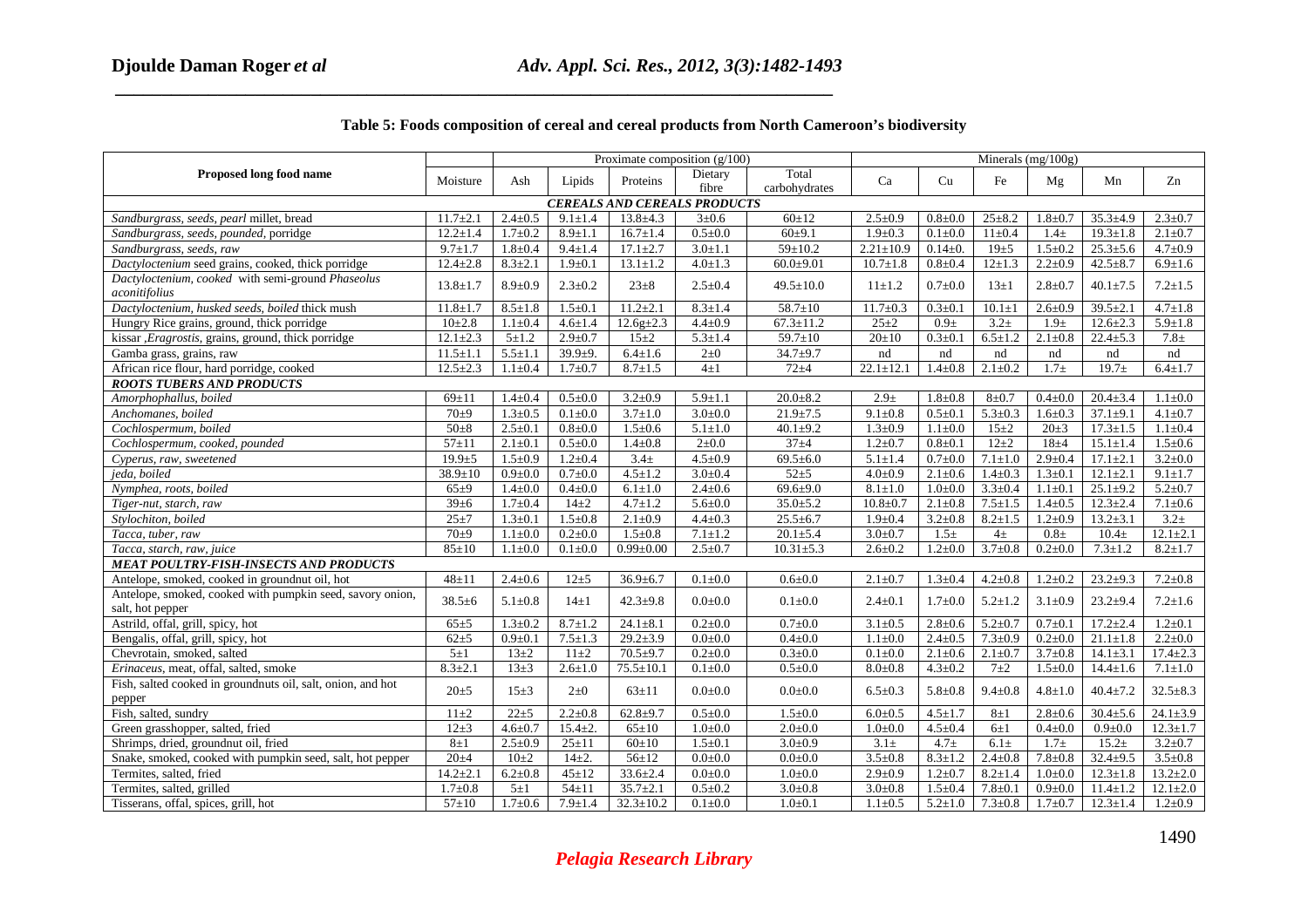**Table 5: Foods composition of cereal and cereal products from North Cameroon's biodiversity**

| Proposed long food name | Moisture | Proximate composition (g/100) | | | | | Minerals (mg/100g) | | | | | |
|---|---|---|---|---|---|---|---|---|---|---|---|---|
| | | Ash | Lipids | Proteins | Dietary fibre | Total carbohydrates | Ca | Cu | Fe | Mg | Mn | Zn |
| ***CEREALS AND CEREALS PRODUCTS*** | | | | | | | | | | | | |
| *Sandburgrass, seeds, pearl* millet, bread | 11.7±2.1 | 2.4±0.5 | 9.1±1.4 | 13.8±4.3 | 3±0.6 | 60±12 | 2.5±0.9 | 0.8±0.0 | 25±8.2 | 1.8±0.7 | 35.3±4.9 | 2.3±0.7 |
| *Sandburgrass, seeds, pounded,* porridge | 12.2±1.4 | 1.7±0.2 | 8.9±1.1 | 16.7±1.4 | 0.5±0.0 | 60±9.1 | 1.9±0.3 | 0.1±0.0 | 11±0.4 | 1.4± | 19.3±1.8 | 2.1±0.7 |
| *Sandburgrass, seeds, raw* | 9.7±1.7 | 1.8±0.4 | 9.4±1.4 | 17.1±2.7 | 3.0±1.1 | 59±10.2 | 2.21±10.9 | 0.14±0. | 19±5 | 1.5±0.2 | 25.3±5.6 | 4.7±0.9 |
| *Dactyloctenium* seed grains, cooked, thick porridge | 12.4±2.8 | 8.3±2.1 | 1.9±0.1 | 13.1±1.2 | 4.0±1.3 | 60.0±9.01 | 10.7±1.8 | 0.8±0.4 | 12±1.3 | 2.2±0.9 | 42.5±8.7 | 6.9±1.6 |
| *Dactyloctenium, cooked* with semi-ground *Phaseolus aconitifolius* | 13.8±1.7 | 8.9±0.9 | 2.3±0.2 | 23±8 | 2.5±0.4 | 49.5±10.0 | 11±1.2 | 0.7±0.0 | 13±1 | 2.8±0.7 | 40.1±7.5 | 7.2±1.5 |
| *Dactyloctenium, husked seeds, boiled* thick mush | 11.8±1.7 | 8.5±1.8 | 1.5±0.1 | 11.2±2.1 | 8.3±1.4 | 58.7±10 | 11.7±0.3 | 0.3±0.1 | 10.1±1 | 2.6±0.9 | 39.5±2.1 | 4.7±1.8 |
| Hungry Rice grains, ground, thick porridge | 10±2.8 | 1.1±0.4 | 4.6±1.4 | 12.6g±2.3 | 4.4±0.9 | 67.3±11.2 | 25±2 | 0.9± | 3.2± | 1.9± | 12.6±2.3 | 5.9±1.8 |
| kissar ,*Eragrostis*, grains, ground, thick porridge | 12.1±2.3 | 5±1.2 | 2.9±0.7 | 15±2 | 5.3±1.4 | 59.7±10 | 20±10 | 0.3±0.1 | 6.5±1.2 | 2.1±0.8 | 22.4±5.3 | 7.8± |
| Gamba grass, grains, raw | 11.5±1.1 | 5.5±1.1 | 39.9±9. | 6.4±1.6 | 2±0 | 34.7±9.7 | nd | nd | nd | nd | nd | nd |
| African rice flour, hard porridge, cooked | 12.5±2.3 | 1.1±0.4 | 1.7±0.7 | 8.7±1.5 | 4±1 | 72±4 | 22.1±12.1 | 1.4±0.8 | 2.1±0.2 | 1.7± | 19.7± | 6.4±1.7 |
| ***ROOTS TUBERS AND PRODUCTS*** | | | | | | | | | | | | |
| *Amorphophallus, boiled* | 69±11 | 1.4±0.4 | 0.5±0.0 | 3.2±0.9 | 5.9±1.1 | 20.0±8.2 | 2.9± | 1.8±0.8 | 8±0.7 | 0.4±0.0 | 20.4±3.4 | 1.1±0.0 |
| *Anchomanes, boiled* | 70±9 | 1.3±0.5 | 0.1±0.0 | 3.7±1.0 | 3.0±0.0 | 21.9±7.5 | 9.1±0.8 | 0.5±0.1 | 5.3±0.3 | 1.6±0.3 | 37.1±9.1 | 4.1±0.7 |
| *Cochlospermum, boiled* | 50±8 | 2.5±0.1 | 0.8±0.0 | 1.5±0.6 | 5.1±1.0 | 40.1±9.2 | 1.3±0.9 | 1.1±0.0 | 15±2 | 20±3 | 17.3±1.5 | 1.1±0.4 |
| *Cochlospermum, cooked, pounded* | 57±11 | 2.1±0.1 | 0.5±0.0 | 1.4±0.8 | 2±0.0 | 37±4 | 1.2±0.7 | 0.8±0.1 | 12±2 | 18±4 | 15.1±1.4 | 1.5±0.6 |
| *Cyperus, raw, sweetened* | 19.9±5 | 1.5±0.9 | 1.2±0.4 | 3.4± | 4.5±0.9 | 69.5±6.0 | 5.1±1.4 | 0.7±0.0 | 7.1±1.0 | 2.9±0.4 | 17.1±2.1 | 3.2±0.0 |
| *jeda, boiled* | 38.9±10 | 0.9±0.0 | 0.7±0.0 | 4.5±1.2 | 3.0±0.4 | 52±5 | 4.0±0.9 | 2.1±0.6 | 1.4±0.3 | 1.3±0.1 | 12.1±2.1 | 9.1±1.7 |
| *Nymphea, roots, boiled* | 65±9 | 1.4±0.0 | 0.4±0.0 | 6.1±1.0 | 2.4±0.6 | 69.6±9.0 | 8.1±1.0 | 1.0±0.0 | 3.3±0.4 | 1.1±0.1 | 25.1±9.2 | 5.2±0.7 |
| *Tiger-nut, starch, raw* | 39±6 | 1.7±0.4 | 14±2 | 4.7±1.2 | 5.6±0.0 | 35.0±5.2 | 10.8±0.7 | 2.1±0.8 | 7.5±1.5 | 1.4±0.5 | 12.3±2.4 | 7.1±0.6 |
| *Stylochiton, boiled* | 25±7 | 1.3±0.1 | 1.5±0.8 | 2.1±0.9 | 4.4±0.3 | 25.5±6.7 | 1.9±0.4 | 3.2±0.8 | 8.2±1.5 | 1.2±0.9 | 13.2±3.1 | 3.2± |
| *Tacca, tuber, raw* | 70±9 | 1.1±0.0 | 0.2±0.0 | 1.5±0.8 | 7.1±1.2 | 20.1±5.4 | 3.0±0.7 | 1.5± | 4± | 0.8± | 10.4± | 12.1±2.1 |
| *Tacca, starch, raw, juice* | 85±10 | 1.1±0.0 | 0.1±0.0 | 0.99±0.00 | 2.5±0.7 | 10.31±5.3 | 2.6±0.2 | 1.2±0.0 | 3.7±0.8 | 0.2±0.0 | 7.3±1.2 | 8.2±1.7 |
| ***MEAT POULTRY-FISH-INSECTS AND PRODUCTS*** | | | | | | | | | | | | |
| Antelope, smoked, cooked in groundnut oil, hot | 48±11 | 2.4±0.6 | 12±5 | 36.9±6.7 | 0.1±0.0 | 0.6±0.0 | 2.1±0.7 | 1.3±0.4 | 4.2±0.8 | 1.2±0.2 | 23.2±9.3 | 7.2±0.8 |
| Antelope, smoked, cooked with pumpkin seed, savory onion, salt, hot pepper | 38.5±6 | 5.1±0.8 | 14±1 | 42.3±9.8 | 0.0±0.0 | 0.1±0.0 | 2.4±0.1 | 1.7±0.0 | 5.2±1.2 | 3.1±0.9 | 23.2±9.4 | 7.2±1.6 |
| Astrild, offal, grill, spicy, hot | 65±5 | 1.3±0.2 | 8.7±1.2 | 24.1±8.1 | 0.2±0.0 | 0.7±0.0 | 3.1±0.5 | 2.8±0.6 | 5.2±0.7 | 0.7±0.1 | 17.2±2.4 | 1.2±0.1 |
| Bengalis, offal, grill, spicy, hot | 62±5 | 0.9±0.1 | 7.5±1.3 | 29.2±3.9 | 0.0±0.0 | 0.4±0.0 | 1.1±0.0 | 2.4±0.5 | 7.3±0.9 | 0.2±0.0 | 21.1±1.8 | 2.2±0.0 |
| Chevrotain, smoked, salted | 5±1 | 13±2 | 11±2 | 70.5±9.7 | 0.2±0.0 | 0.3±0.0 | 0.1±0.0 | 2.1±0.6 | 2.1±0.7 | 3.7±0.8 | 14.1±3.1 | 17.4±2.3 |
| *Erinaceus*, meat, offal, salted, smoke | 8.3±2.1 | 13±3 | 2.6±1.0 | 75.5±10.1 | 0.1±0.0 | 0.5±0.0 | 8.0±0.8 | 4.3±0.2 | 7±2 | 1.5±0.0 | 14.4±1.6 | 7.1±1.0 |
| Fish, salted cooked in groundnuts oil, salt, onion, and hot pepper | 20±5 | 15±3 | 2±0 | 63±11 | 0.0±0.0 | 0.0±0.0 | 6.5±0.3 | 5.8±0.8 | 9.4±0.8 | 4.8±1.0 | 40.4±7.2 | 32.5±8.3 |
| Fish, salted, sundry | 11±2 | 22±5 | 2.2±0.8 | 62.8±9.7 | 0.5±0.0 | 1.5±0.0 | 6.0±0.5 | 4.5±1.7 | 8±1 | 2.8±0.6 | 30.4±5.6 | 24.1±3.9 |
| Green grasshopper, salted, fried | 12±3 | 4.6±0.7 | 15.4±2. | 65±10 | 1.0±0.0 | 2.0±0.0 | 1.0±0.0 | 4.5±0.4 | 6±1 | 0.4±0.0 | 0.9±0.0 | 12.3±1.7 |
| Shrimps, dried, groundnut oil, fried | 8±1 | 2.5±0.9 | 25±11 | 60±10 | 1.5±0.1 | 3.0±0.9 | 3.1± | 4.7± | 6.1± | 1.7± | 15.2± | 3.2±0.7 |
| Snake, smoked, cooked with pumpkin seed, salt, hot pepper | 20±4 | 10±2 | 14±2. | 56±12 | 0.0±0.0 | 0.0±0.0 | 3.5±0.8 | 8.3±1.2 | 2.4±0.8 | 7.8±0.8 | 32.4±9.5 | 3.5±0.8 |
| Termites, salted, fried | 14.2±2.1 | 6.2±0.8 | 45±12 | 33.6±2.4 | 0.0±0.0 | 1.0±0.0 | 2.9±0.9 | 1.2±0.7 | 8.2±1.4 | 1.0±0.0 | 12.3±1.8 | 13.2±2.0 |
| Termites, salted, grilled | 1.7±0.8 | 5±1 | 54±11 | 35.7±2.1 | 0.5±0.2 | 3.0±0.8 | 3.0±0.8 | 1.5±0.4 | 7.8±0.1 | 0.9±0.0 | 11.4±1.2 | 12.1±2.0 |
| Tisserans, offal, spices, grill, hot | 57±10 | 1.7±0.6 | 7.9±1.4 | 32.3±10.2 | 0.1±0.0 | 1.0±0.1 | 1.1±0.5 | 5.2±1.0 | 7.3±0.8 | 1.7±0.7 | 12.3±1.4 | 1.2±0.9 |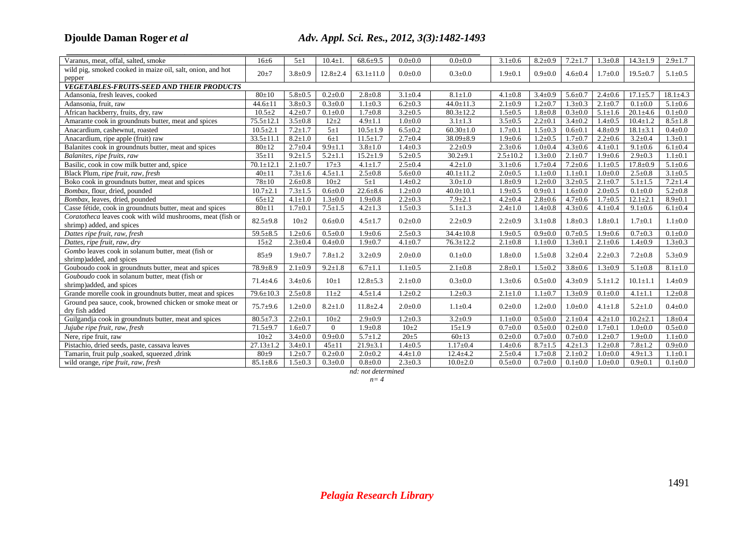| | | | | | | | | | | | | |
|---|---|---|---|---|---|---|---|---|---|---|---|---|
| Varanus, meat, offal, salted, smoke | 16±6 | 5±1 | 10.4±1. | 68.6±9.5 | 0.0±0.0 | 0.0±0.0 | 3.1±0.6 | 8.2±0.9 | 7.2±1.7 | 1.3±0.8 | 14.3±1.9 | 2.9±1.7 |
| wild pig, smoked cooked in maize oil, salt, onion, and hot pepper | 20±7 | 3.8±0.9 | 12.8±2.4 | 63.1±11.0 | 0.0±0.0 | 0.3±0.0 | 1.9±0.1 | 0.9±0.0 | 4.6±0.4 | 1.7±0.0 | 19.5±0.7 | 5.1±0.5 |
| ***VEGETABLES-FRUITS-SEED AND THEIR PRODUCTS*** | | | | | | | | | | | | |
| Adansonia, fresh leaves, cooked | 80±10 | 5.8±0.5 | 0.2±0.0 | 2.8±0.8 | 3.1±0.4 | 8.1±1.0 | 4.1±0.8 | 3.4±0.9 | 5.6±0.7 | 2.4±0.6 | 17.1±5.7 | 18.1±4.3 |
| Adansonia, fruit, raw | 44.6±11 | 3.8±0.3 | 0.3±0.0 | 1.1±0.3 | 6.2±0.3 | 44.0±11.3 | 2.1±0.9 | 1.2±0.7 | 1.3±0.3 | 2.1±0.7 | 0.1±0.0 | 5.1±0.6 |
| African hackberry, fruits, dry, raw | 10.5±2 | 4.2±0.7 | 0.1±0.0 | 1.7±0.8 | 3.2±0.5 | 80.3±12.2 | 1.5±0.5 | 1.8±0.8 | 0.3±0.0 | 5.1±1.6 | 20.1±4.6 | 0.1±0.0 |
| Amarante cook in groundnuts butter, meat and spices | 75.5±12.1 | 3.5±0.8 | 12±2 | 4.9±1.1 | 1.0±0.0 | 3.1±1.3 | 3.5±0.5 | 2.2±0.1 | 3.4±0.2 | 1.4±0.5 | 10.4±1.2 | 8.5±1.8 |
| Anacardium, cashewnut, roasted | 10.5±2.1 | 7.2±1.7 | 5±1 | 10.5±1.9 | 6.5±0.2 | 60.30±1.0 | 1.7±0.1 | 1.5±0.3 | 0.6±0.1 | 4.8±0.9 | 18.1±3.1 | 0.4±0.0 |
| Anacardium, ripe apple (fruit) raw | 33.5±11.1 | 8.2±1.0 | 6±1 | 11.5±1.7 | 2.7±0.4 | 38.09±8.9 | 1.9±0.6 | 1.2±0.5 | 1.7±0.7 | 2.2±0.6 | 3.2±0.4 | 1.3±0.1 |
| Balanites cook in groundnuts butter, meat and spices | 80±12 | 2.7±0.4 | 9.9±1.1 | 3.8±1.0 | 1.4±0.3 | 2.2±0.9 | 2.3±0.6 | 1.0±0.4 | 4.3±0.6 | 4.1±0.1 | 9.1±0.6 | 6.1±0.4 |
| *Balanites, ripe fruits, raw* | 35±11 | 9.2±1.5 | 5.2±1.1 | 15.2±1.9 | 5.2±0.5 | 30.2±9.1 | 2.5±10.2 | 1.3±0.0 | 2.1±0.7 | 1.9±0.6 | 2.9±0.3 | 1.1±0.1 |
| Basilic, cook in cow milk butter and, spice | 70.1±12.1 | 2.1±0.7 | 17±3 | 4.1±1.7 | 2.5±0.4 | 4.2±1.0 | 3.1±0.6 | 1.7±0.4 | 7.2±0.6 | 1.1±0.5 | 17.8±0.9 | 5.1±0.6 |
| Black Plum, *ripe fruit, raw, fresh* | 40±11 | 7.3±1.6 | 4.5±1.1 | 2.5±0.8 | 5.6±0.0 | 40.1±11.2 | 2.0±0.5 | 1.1±0.0 | 1.1±0.1 | 1.0±0.0 | 2.5±0.8 | 3.1±0.5 |
| Boko cook in groundnuts butter, meat and spices | 78±10 | 2.6±0.8 | 10±2 | 5±1 | 1.4±0.2 | 3.0±1.0 | 1.8±0.9 | 1.2±0.0 | 3.2±0.5 | 2.1±0.7 | 5.1±1.5 | 7.2±1.4 |
| *Bombax*, flour, dried, pounded | 10.7±2.1 | 7.3±1.5 | 0.6±0.0 | 22.6±8.6 | 1.2±0.0 | 40.0±10.1 | 1.9±0.5 | 0.9±0.1 | 1.6±0.0 | 2.0±0.5 | 0.1±0.0 | 5.2±0.8 |
| *Bombax*, leaves, dried, pounded | 65±12 | 4.1±1.0 | 1.3±0.0 | 1.9±0.8 | 2.2±0.3 | 7.9±2.1 | 4.2±0.4 | 2.8±0.6 | 4.7±0.6 | 1.7±0.5 | 12.1±2.1 | 8.9±0.1 |
| Casse fétide, cook in groundnuts butter, meat and spices | 80±11 | 1.7±0.1 | 7.5±1.5 | 4.2±1.3 | 1.5±0.3 | 5.1±1.3 | 2.4±1.0 | 1.4±0.8 | 4.3±0.6 | 4.1±0.4 | 9.1±0.6 | 6.1±0.4 |
| *Coratotheca* leaves cook with wild mushrooms, meat (fish or shrimp) added, and spices | 82.5±9.8 | 10±2 | 0.6±0.0 | 4.5±1.7 | 0.2±0.0 | 2.2±0.9 | 2.2±0.9 | 3.1±0.8 | 1.8±0.3 | 1.8±0.1 | 1.7±0.1 | 1.1±0.0 |
| *Dattes ripe fruit, raw, fresh* | 59.5±8.5 | 1.2±0.6 | 0.5±0.0 | 1.9±0.6 | 2.5±0.3 | 34.4±10.8 | 1.9±0.5 | 0.9±0.0 | 0.7±0.5 | 1.9±0.6 | 0.7±0.3 | 0.1±0.0 |
| *Dattes, ripe fruit, raw, dry* | 15±2 | 2.3±0.4 | 0.4±0.0 | 1.9±0.7 | 4.1±0.7 | 76.3±12.2 | 2.1±0.8 | 1.1±0.0 | 1.3±0.1 | 2.1±0.6 | 1.4±0.9 | 1.3±0.3 |
| *Gombo* leaves cook in solanum butter, meat (fish or shrimp)added, and spices | 85±9 | 1.9±0.7 | 7.8±1.2 | 3.2±0.9 | 2.0±0.0 | 0.1±0.0 | 1.8±0.0 | 1.5±0.8 | 3.2±0.4 | 2.2±0.3 | 7.2±0.8 | 5.3±0.9 |
| Gouboudo cook in groundnuts butter, meat and spices | 78.9±8.9 | 2.1±0.9 | 9.2±1.8 | 6.7±1.1 | 1.1±0.5 | 2.1±0.8 | 2.8±0.1 | 1.5±0.2 | 3.8±0.6 | 1.3±0.9 | 5.1±0.8 | 8.1±1.0 |
| *Gouboudo* cook in solanum butter, meat (fish or shrimp)added, and spices | 71.4±4.6 | 3.4±0.6 | 10±1 | 12.8±5.3 | 2.1±0.0 | 0.3±0.0 | 1.3±0.6 | 0.5±0.0 | 4.3±0.9 | 5.1±1.2 | 10.1±1.1 | 1.4±0.9 |
| Grande morelle cook in groundnuts butter, meat and spices | 79.6±10.3 | 2.5±0.8 | 11±2 | 4.5±1.4 | 1.2±0.2 | 1.2±0.3 | 2.1±1.0 | 1.1±0.7 | 1.3±0.9 | 0.1±0.0 | 4.1±1.1 | 1.2±0.8 |
| Ground pea sauce, cook, browned chicken or smoke meat or dry fish added | 75.7±9.6 | 1.2±0.0 | 8.2±1.0 | 11.8±2.4 | 2.0±0.0 | 1.1±0.4 | 0.2±0.0 | 1.2±0.0 | 1.0±0.0 | 4.1±1.8 | 5.2±1.0 | 0.4±0.0 |
| Guilgandja cook in groundnuts butter, meat and spices | 80.5±7.3 | 2.2±0.1 | 10±2 | 2.9±0.9 | 1.2±0.3 | 3.2±0.9 | 1.1±0.0 | 0.5±0.0 | 2.1±0.4 | 4.2±1.0 | 10.2±2.1 | 1.8±0.4 |
| *Jujube ripe fruit, raw, fresh* | 71.5±9.7 | 1.6±0.7 | 0 | 1.9±0.8 | 10±2 | 15±1.9 | 0.7±0.0 | 0.5±0.0 | 0.2±0.0 | 1.7±0.1 | 1.0±0.0 | 0.5±0.0 |
| Nere, ripe fruit, raw | 10±2 | 3.4±0.0 | 0.9±0.0 | 5.7±1.2 | 20±5 | 60±13 | 0.2±0.0 | 0.7±0.0 | 0.7±0.0 | 1.2±0.7 | 1.9±0.0 | 1.1±0.0 |
| Pistachio, dried seeds, paste, cassava leaves | 27.13±1.2 | 3.4±0.1 | 45±11 | 21.9±3.1 | 1.4±0.5 | 1.17±0.4 | 1.4±0.6 | 8.7±1.5 | 4.2±1.3 | 1.2±0.8 | 7.8±1.2 | 0.9±0.0 |
| Tamarin, fruit pulp ,soaked, squeezed ,drink | 80±9 | 1.2±0.7 | 0.2±0.0 | 2.0±0.2 | 4.4±1.0 | 12.4±4.2 | 2.5±0.4 | 1.7±0.8 | 2.1±0.2 | 1.0±0.0 | 4.9±1.3 | 1.1±0.1 |
| wild orange, *ripe fruit, raw, fresh* | 85.1±8.6 | 1.5±0.3 | 0.3±0.0 | 0.8±0.0 | 2.3±0.3 | 10.0±2.0 | 0.5±0.0 | 0.7±0.0 | 0.1±0.0 | 1.0±0.0 | 0.9±0.1 | 0.1±0.0 |

*nd: not determined*

*n= 4*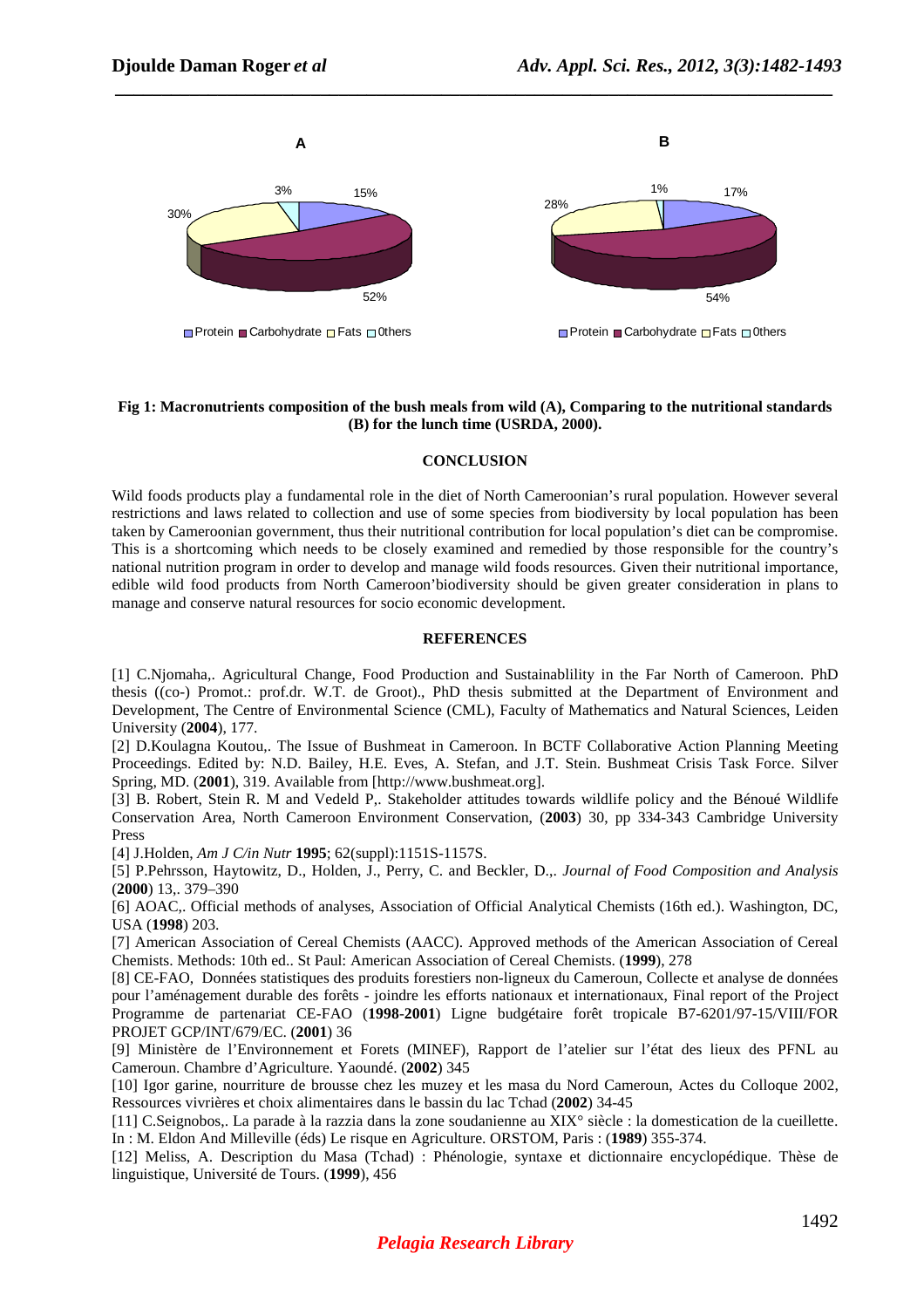A

15%

52%

30%

3%

Protein Carbohydrate Fats 0thers

B

17%

54%

28%

1%

Protein Carbohydrate Fats 0thers

**Fig 1: Macronutrients composition of the bush meals from wild (A), Comparing to the nutritional standards (B) for the lunch time (USRDA, 2000).**

## CONCLUSION

Wild foods products play a fundamental role in the diet of North Cameroonian's rural population. However several restrictions and laws related to collection and use of some species from biodiversity by local population has been taken by Cameroonian government, thus their nutritional contribution for local population's diet can be compromise. This is a shortcoming which needs to be closely examined and remedied by those responsible for the country's national nutrition program in order to develop and manage wild foods resources. Given their nutritional importance, edible wild food products from North Cameroon'biodiversity should be given greater consideration in plans to manage and conserve natural resources for socio economic development.

## REFERENCES

[1] C.Njomaha,. Agricultural Change, Food Production and Sustainablility in the Far North of Cameroon. PhD thesis ((co-) Promot.: prof.dr. W.T. de Groot)., PhD thesis submitted at the Department of Environment and Development, The Centre of Environmental Science (CML), Faculty of Mathematics and Natural Sciences, Leiden University (**2004**), 177.

[2] D.Koulagna Koutou,. The Issue of Bushmeat in Cameroon. In BCTF Collaborative Action Planning Meeting Proceedings. Edited by: N.D. Bailey, H.E. Eves, A. Stefan, and J.T. Stein. Bushmeat Crisis Task Force. Silver Spring, MD. (**2001**), 319. Available from [http://www.bushmeat.org].

[3] B. Robert, Stein R. M and Vedeld P,. Stakeholder attitudes towards wildlife policy and the Bénoué Wildlife Conservation Area, North Cameroon Environment Conservation, (**2003**) 30, pp 334-343 Cambridge University Press

[4] J.Holden, *Am J C/in Nutr* **1995**; 62(suppl):1151S-1157S.

[5] P.Pehrsson, Haytowitz, D., Holden, J., Perry, C. and Beckler, D.,. *Journal of Food Composition and Analysis* (**2000**) 13,. 379–390

[6] AOAC,. Official methods of analyses, Association of Official Analytical Chemists (16th ed.). Washington, DC, USA (**1998**) 203.

[7] American Association of Cereal Chemists (AACC). Approved methods of the American Association of Cereal Chemists. Methods: 10th ed.. St Paul: American Association of Cereal Chemists. (**1999**), 278

[8] CE-FAO, Données statistiques des produits forestiers non-ligneux du Cameroun, Collecte et analyse de données pour l'aménagement durable des forêts - joindre les efforts nationaux et internationaux, Final report of the Project Programme de partenariat CE-FAO (**1998-2001**) Ligne budgétaire forêt tropicale B7-6201/97-15/VIII/FOR PROJET GCP/INT/679/EC. (**2001**) 36

[9] Ministère de l'Environnement et Forets (MINEF), Rapport de l'atelier sur l'état des lieux des PFNL au Cameroun. Chambre d'Agriculture. Yaoundé. (**2002**) 345

[10] Igor garine, nourriture de brousse chez les muzey et les masa du Nord Cameroun, Actes du Colloque 2002, Ressources vivrières et choix alimentaires dans le bassin du lac Tchad (**2002**) 34-45

[11] C.Seignobos,. La parade à la razzia dans la zone soudanienne au XIX° siècle : la domestication de la cueillette. In : M. Eldon And Milleville (éds) Le risque en Agriculture. ORSTOM, Paris : (**1989**) 355-374.

[12] Meliss, A. Description du Masa (Tchad) : Phénologie, syntaxe et dictionnaire encyclopédique. Thèse de linguistique, Université de Tours. (**1999**), 456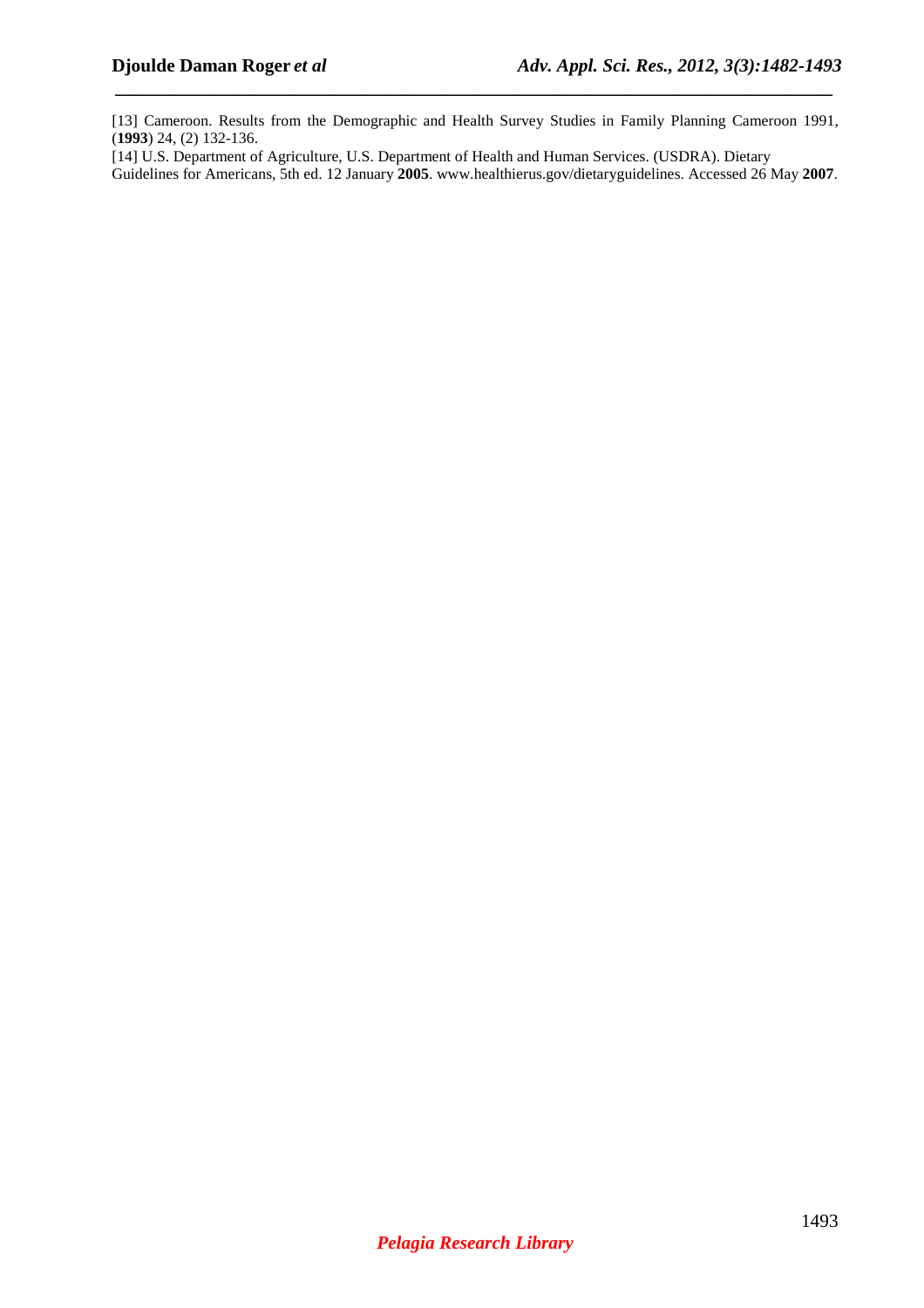[13] Cameroon. Results from the Demographic and Health Survey Studies in Family Planning Cameroon 1991, (**1993**) 24, (2) 132-136.

[14] U.S. Department of Agriculture, U.S. Department of Health and Human Services. (USDRA). Dietary Guidelines for Americans, 5th ed. 12 January **2005**. www.healthierus.gov/dietaryguidelines. Accessed 26 May **2007**.